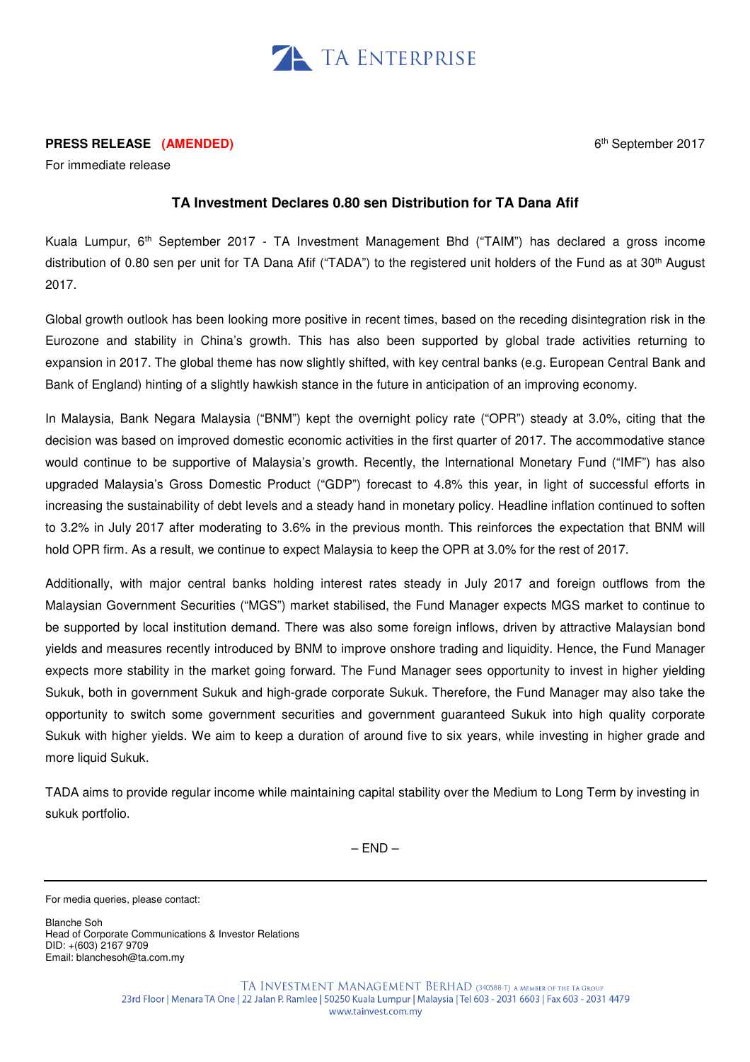TA ENTERPRISE

**PRESS RELEASE (AMENDED)**

6th September 2017

For immediate release

## TA Investment Declares 0.80 sen Distribution for TA Dana Afif

Kuala Lumpur, 6th September 2017 - TA Investment Management Bhd ("TAIM") has declared a gross income distribution of 0.80 sen per unit for TA Dana Afif ("TADA") to the registered unit holders of the Fund as at 30th August 2017.

Global growth outlook has been looking more positive in recent times, based on the receding disintegration risk in the Eurozone and stability in China's growth. This has also been supported by global trade activities returning to expansion in 2017. The global theme has now slightly shifted, with key central banks (e.g. European Central Bank and Bank of England) hinting of a slightly hawkish stance in the future in anticipation of an improving economy.

In Malaysia, Bank Negara Malaysia ("BNM") kept the overnight policy rate ("OPR") steady at 3.0%, citing that the decision was based on improved domestic economic activities in the first quarter of 2017. The accommodative stance would continue to be supportive of Malaysia's growth. Recently, the International Monetary Fund ("IMF") has also upgraded Malaysia's Gross Domestic Product ("GDP") forecast to 4.8% this year, in light of successful efforts in increasing the sustainability of debt levels and a steady hand in monetary policy. Headline inflation continued to soften to 3.2% in July 2017 after moderating to 3.6% in the previous month. This reinforces the expectation that BNM will hold OPR firm. As a result, we continue to expect Malaysia to keep the OPR at 3.0% for the rest of 2017.

Additionally, with major central banks holding interest rates steady in July 2017 and foreign outflows from the Malaysian Government Securities ("MGS") market stabilised, the Fund Manager expects MGS market to continue to be supported by local institution demand. There was also some foreign inflows, driven by attractive Malaysian bond yields and measures recently introduced by BNM to improve onshore trading and liquidity. Hence, the Fund Manager expects more stability in the market going forward. The Fund Manager sees opportunity to invest in higher yielding Sukuk, both in government Sukuk and high-grade corporate Sukuk. Therefore, the Fund Manager may also take the opportunity to switch some government securities and government guaranteed Sukuk into high quality corporate Sukuk with higher yields. We aim to keep a duration of around five to six years, while investing in higher grade and more liquid Sukuk.

TADA aims to provide regular income while maintaining capital stability over the Medium to Long Term by investing in sukuk portfolio.

– END –

---

For media queries, please contact:

Blanche Soh
Head of Corporate Communications & Investor Relations
DID: +(603) 2167 9709
Email: blanchesoh@ta.com.my

TA INVESTMENT MANAGEMENT BERHAD (340588-T) A MEMBER OF THE TA GROUP
23rd Floor | Menara TA One | 22 Jalan P. Ramlee | 50250 Kuala Lumpur | Malaysia | Tel 603 - 2031 6603 | Fax 603 - 2031 4479
www.tainvest.com.my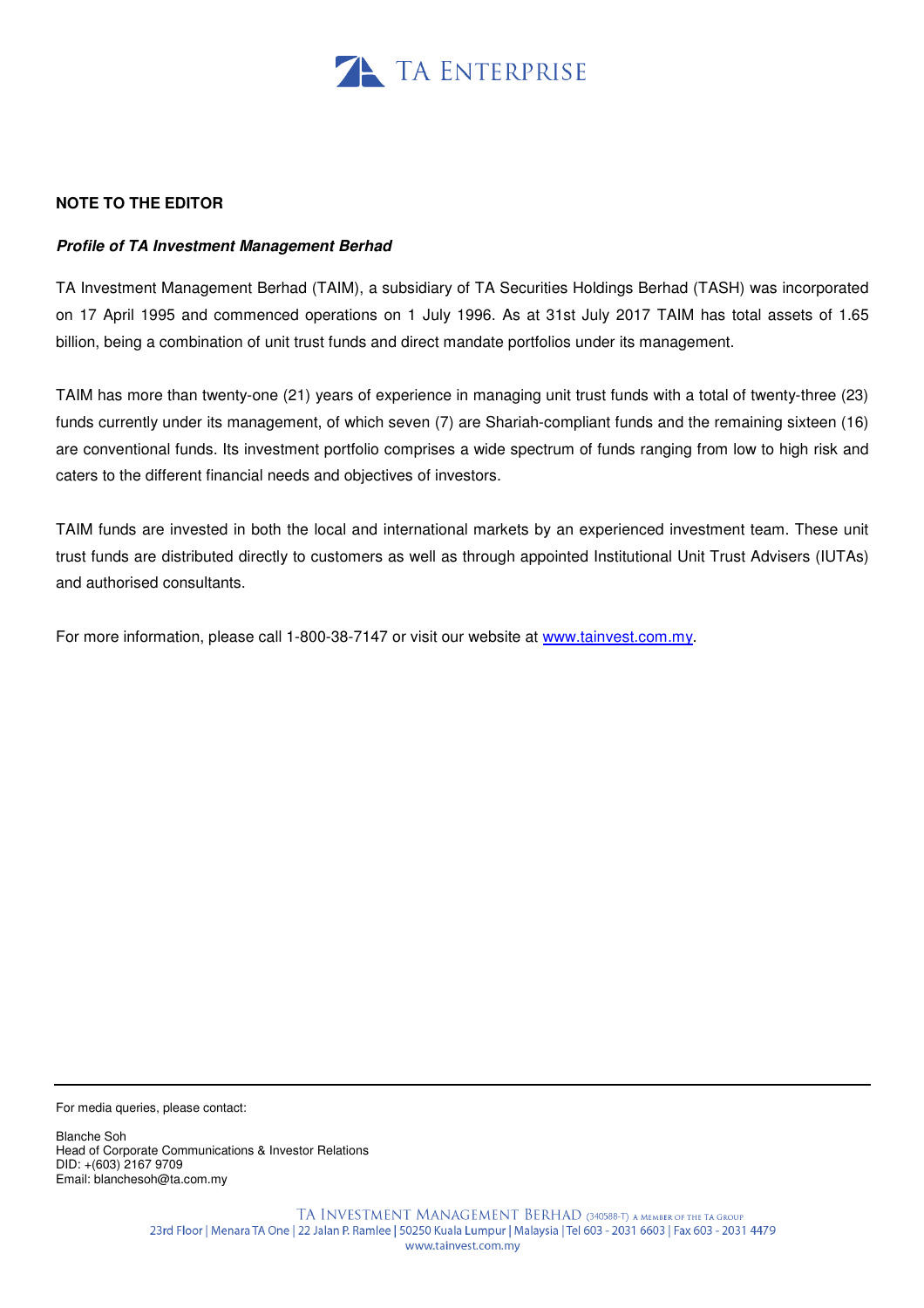**NOTE TO THE EDITOR**

***Profile of TA Investment Management Berhad***

TA Investment Management Berhad (TAIM), a subsidiary of TA Securities Holdings Berhad (TASH) was incorporated on 17 April 1995 and commenced operations on 1 July 1996. As at 31st July 2017 TAIM has total assets of 1.65 billion, being a combination of unit trust funds and direct mandate portfolios under its management.

TAIM has more than twenty-one (21) years of experience in managing unit trust funds with a total of twenty-three (23) funds currently under its management, of which seven (7) are Shariah-compliant funds and the remaining sixteen (16) are conventional funds. Its investment portfolio comprises a wide spectrum of funds ranging from low to high risk and caters to the different financial needs and objectives of investors.

TAIM funds are invested in both the local and international markets by an experienced investment team. These unit trust funds are distributed directly to customers as well as through appointed Institutional Unit Trust Advisers (IUTAs) and authorised consultants.

For more information, please call 1-800-38-7147 or visit our website at www.tainvest.com.my.

---

For media queries, please contact:

Blanche Soh
Head of Corporate Communications & Investor Relations
DID: +(603) 2167 9709
Email: blanchesoh@ta.com.my

TA INVESTMENT MANAGEMENT BERHAD (340588-T) A MEMBER OF THE TA GROUP
23rd Floor | Menara TA One | 22 Jalan P. Ramlee | 50250 Kuala Lumpur | Malaysia | Tel 603 - 2031 6603 | Fax 603 - 2031 4479
www.tainvest.com.my